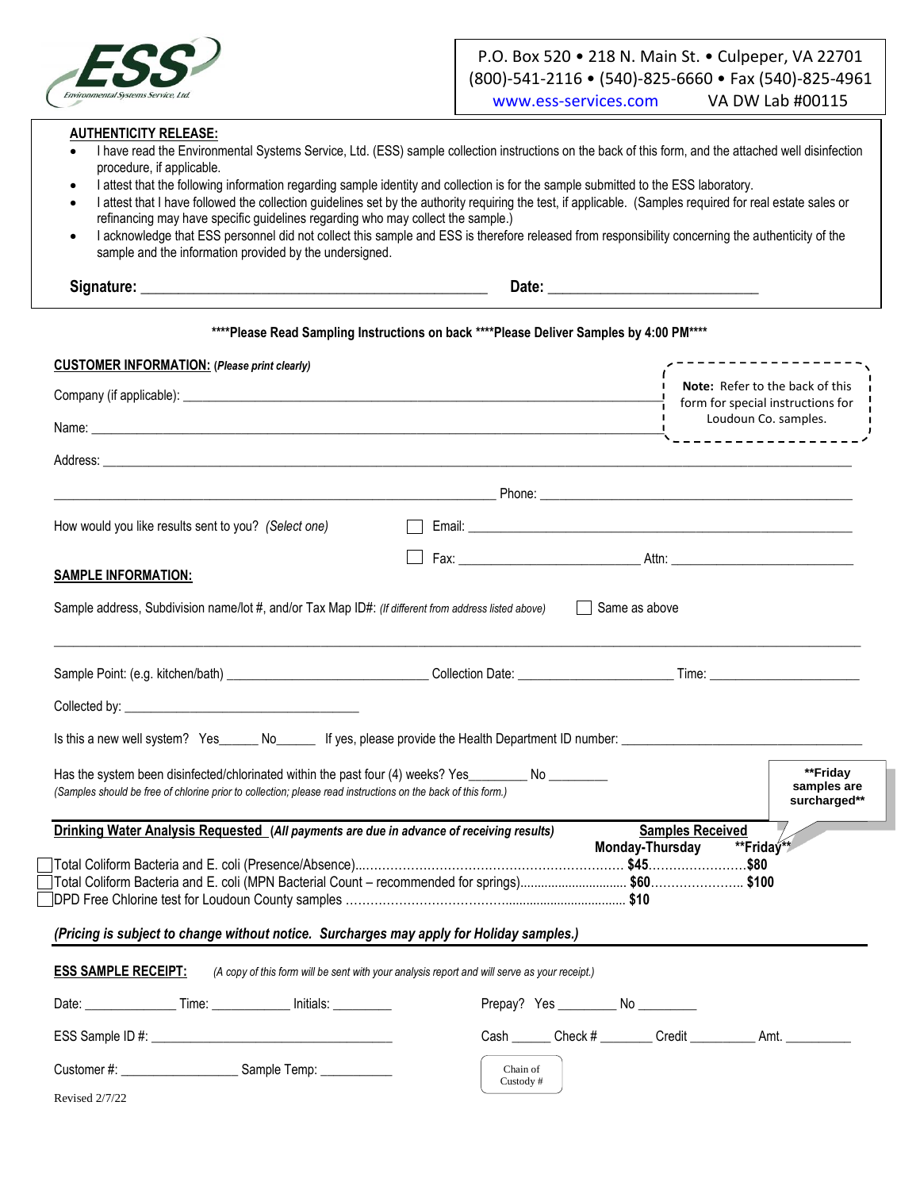**ESS** Environmental Systems Service, Ltd.

P.O. Box 520 • 218 N. Main St. • Culpeper, VA 22701
(800)-541-2116 • (540)-825-6660 • Fax (540)-825-4961
www.ess-services.com VA DW Lab #00115

**AUTHENTICITY RELEASE:**

- I have read the Environmental Systems Service, Ltd. (ESS) sample collection instructions on the back of this form, and the attached well disinfection procedure, if applicable.
- I attest that the following information regarding sample identity and collection is for the sample submitted to the ESS laboratory.
- I attest that I have followed the collection guidelines set by the authority requiring the test, if applicable. (Samples required for real estate sales or refinancing may have specific guidelines regarding who may collect the sample.)
- I acknowledge that ESS personnel did not collect this sample and ESS is therefore released from responsibility concerning the authenticity of the sample and the information provided by the undersigned.

**Signature:** ______________________________ **Date:** ____________________

**\*\*\*\*Please Read Sampling Instructions on back \*\*\*\*Please Deliver Samples by 4:00 PM\*\*\*\***

**CUSTOMER INFORMATION:** ***(Please print clearly)***

> **Note:** Refer to the back of this form for special instructions for Loudoun Co. samples.

Company (if applicable): ______________________________

Name: ______________________________

Address: ______________________________

______________________________ Phone: ______________________________

How would you like results sent to you? *(Select one)*

☐ Email: ______________________________

☐ Fax: ____________________ Attn: ____________________

**SAMPLE INFORMATION:**

Sample address, Subdivision name/lot #, and/or Tax Map ID#: *(If different from address listed above)* ☐ Same as above

______________________________

Sample Point: (e.g. kitchen/bath) ____________________ Collection Date: ____________________ Time: ____________________

Collected by: ______________________________

Is this a new well system? Yes______ No______ If yes, please provide the Health Department ID number: ______________________________

Has the system been disinfected/chlorinated within the past four (4) weeks? Yes________ No ________
*(Samples should be free of chlorine prior to collection; please read instructions on the back of this form.)*

> **\*\*Friday samples are surcharged\*\***

**Drinking Water Analysis Requested** ***(All payments are due in advance of receiving results)***

| | Samples Received: Monday-Thursday | \*\*Friday\*\* |
|---|---|---|
| ☐ Total Coliform Bacteria and E. coli (Presence/Absence) | $45 | $80 |
| ☐ Total Coliform Bacteria and E. coli (MPN Bacterial Count – recommended for springs) | $60 | $100 |
| ☐ DPD Free Chlorine test for Loudoun County samples | $10 | |

***(Pricing is subject to change without notice. Surcharges may apply for Holiday samples.)***

**ESS SAMPLE RECEIPT:** *(A copy of this form will be sent with your analysis report and will serve as your receipt.)*

Date: ____________ Time: ____________ Initials: __________

Prepay? Yes ________ No ________

ESS Sample ID #: ______________________________

Cash ______ Check # ________ Credit __________ Amt. __________

Customer #: ________________ Sample Temp: ___________

Chain of Custody #

Revised 2/7/22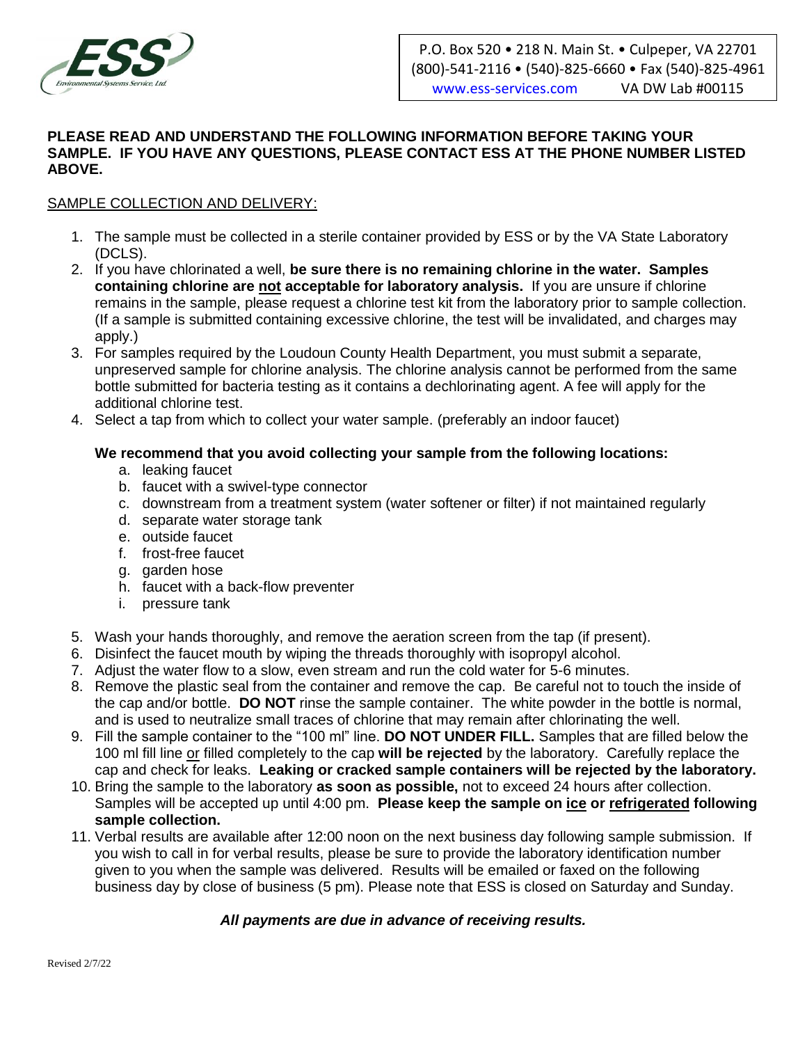P.O. Box 520 • 218 N. Main St. • Culpeper, VA 22701
(800)-541-2116 • (540)-825-6660 • Fax (540)-825-4961
www.ess-services.com VA DW Lab #00115

**PLEASE READ AND UNDERSTAND THE FOLLOWING INFORMATION BEFORE TAKING YOUR SAMPLE. IF YOU HAVE ANY QUESTIONS, PLEASE CONTACT ESS AT THE PHONE NUMBER LISTED ABOVE.**

<u>SAMPLE COLLECTION AND DELIVERY:</u>

1. The sample must be collected in a sterile container provided by ESS or by the VA State Laboratory (DCLS).
2. If you have chlorinated a well, **be sure there is no remaining chlorine in the water. Samples containing chlorine are <u>not</u> acceptable for laboratory analysis.** If you are unsure if chlorine remains in the sample, please request a chlorine test kit from the laboratory prior to sample collection. (If a sample is submitted containing excessive chlorine, the test will be invalidated, and charges may apply.)
3. For samples required by the Loudoun County Health Department, you must submit a separate, unpreserved sample for chlorine analysis. The chlorine analysis cannot be performed from the same bottle submitted for bacteria testing as it contains a dechlorinating agent. A fee will apply for the additional chlorine test.
4. Select a tap from which to collect your water sample. (preferably an indoor faucet)

   **We recommend that you avoid collecting your sample from the following locations:**
   a. leaking faucet
   b. faucet with a swivel-type connector
   c. downstream from a treatment system (water softener or filter) if not maintained regularly
   d. separate water storage tank
   e. outside faucet
   f. frost-free faucet
   g. garden hose
   h. faucet with a back-flow preventer
   i. pressure tank

5. Wash your hands thoroughly, and remove the aeration screen from the tap (if present).
6. Disinfect the faucet mouth by wiping the threads thoroughly with isopropyl alcohol.
7. Adjust the water flow to a slow, even stream and run the cold water for 5-6 minutes.
8. Remove the plastic seal from the container and remove the cap. Be careful not to touch the inside of the cap and/or bottle. **DO NOT** rinse the sample container. The white powder in the bottle is normal, and is used to neutralize small traces of chlorine that may remain after chlorinating the well.
9. Fill the sample container to the "100 ml" line. **DO NOT UNDER FILL.** Samples that are filled below the 100 ml fill line <u>or</u> filled completely to the cap **will be rejected** by the laboratory. Carefully replace the cap and check for leaks. **Leaking or cracked sample containers will be rejected by the laboratory.**
10. Bring the sample to the laboratory **as soon as possible,** not to exceed 24 hours after collection. Samples will be accepted up until 4:00 pm. **Please keep the sample on <u>ice</u> or <u>refrigerated</u> following sample collection.**
11. Verbal results are available after 12:00 noon on the next business day following sample submission. If you wish to call in for verbal results, please be sure to provide the laboratory identification number given to you when the sample was delivered. Results will be emailed or faxed on the following business day by close of business (5 pm). Please note that ESS is closed on Saturday and Sunday.

***All payments are due in advance of receiving results.***

Revised 2/7/22